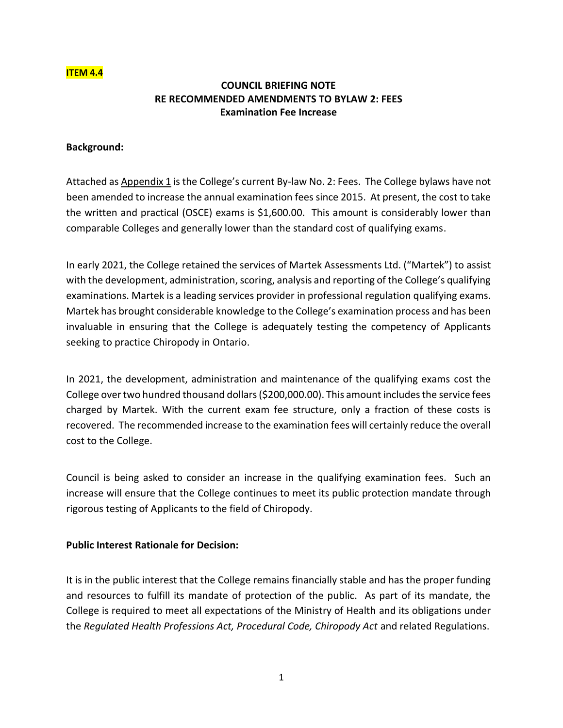**ITEM 4.4**

**COUNCIL BRIEFING NOTE**
**RE RECOMMENDED AMENDMENTS TO BYLAW 2: FEES**
**Examination Fee Increase**

**Background:**

Attached as Appendix 1 is the College's current By-law No. 2: Fees. The College bylaws have not been amended to increase the annual examination fees since 2015. At present, the cost to take the written and practical (OSCE) exams is $1,600.00. This amount is considerably lower than comparable Colleges and generally lower than the standard cost of qualifying exams.

In early 2021, the College retained the services of Martek Assessments Ltd. ("Martek") to assist with the development, administration, scoring, analysis and reporting of the College's qualifying examinations. Martek is a leading services provider in professional regulation qualifying exams. Martek has brought considerable knowledge to the College's examination process and has been invaluable in ensuring that the College is adequately testing the competency of Applicants seeking to practice Chiropody in Ontario.

In 2021, the development, administration and maintenance of the qualifying exams cost the College over two hundred thousand dollars ($200,000.00). This amount includes the service fees charged by Martek. With the current exam fee structure, only a fraction of these costs is recovered. The recommended increase to the examination fees will certainly reduce the overall cost to the College.

Council is being asked to consider an increase in the qualifying examination fees. Such an increase will ensure that the College continues to meet its public protection mandate through rigorous testing of Applicants to the field of Chiropody.

**Public Interest Rationale for Decision:**

It is in the public interest that the College remains financially stable and has the proper funding and resources to fulfill its mandate of protection of the public. As part of its mandate, the College is required to meet all expectations of the Ministry of Health and its obligations under the *Regulated Health Professions Act, Procedural Code, Chiropody Act* and related Regulations.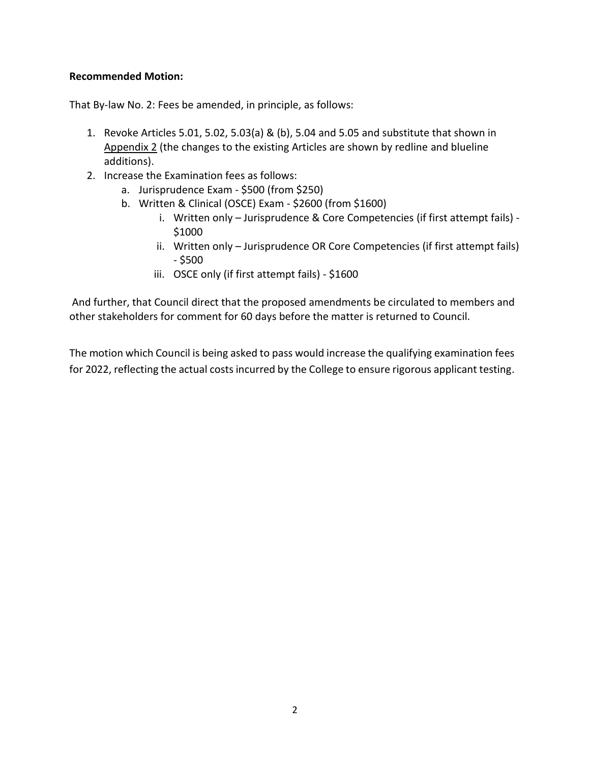**Recommended Motion:**

That By-law No. 2: Fees be amended, in principle, as follows:

1. Revoke Articles 5.01, 5.02, 5.03(a) & (b), 5.04 and 5.05 and substitute that shown in Appendix 2 (the changes to the existing Articles are shown by redline and blueline additions).
2. Increase the Examination fees as follows:
    a. Jurisprudence Exam - $500 (from $250)
    b. Written & Clinical (OSCE) Exam - $2600 (from $1600)
        i. Written only – Jurisprudence & Core Competencies (if first attempt fails) - $1000
        ii. Written only – Jurisprudence OR Core Competencies (if first attempt fails) - $500
        iii. OSCE only (if first attempt fails) - $1600

And further, that Council direct that the proposed amendments be circulated to members and other stakeholders for comment for 60 days before the matter is returned to Council.

The motion which Council is being asked to pass would increase the qualifying examination fees for 2022, reflecting the actual costs incurred by the College to ensure rigorous applicant testing.